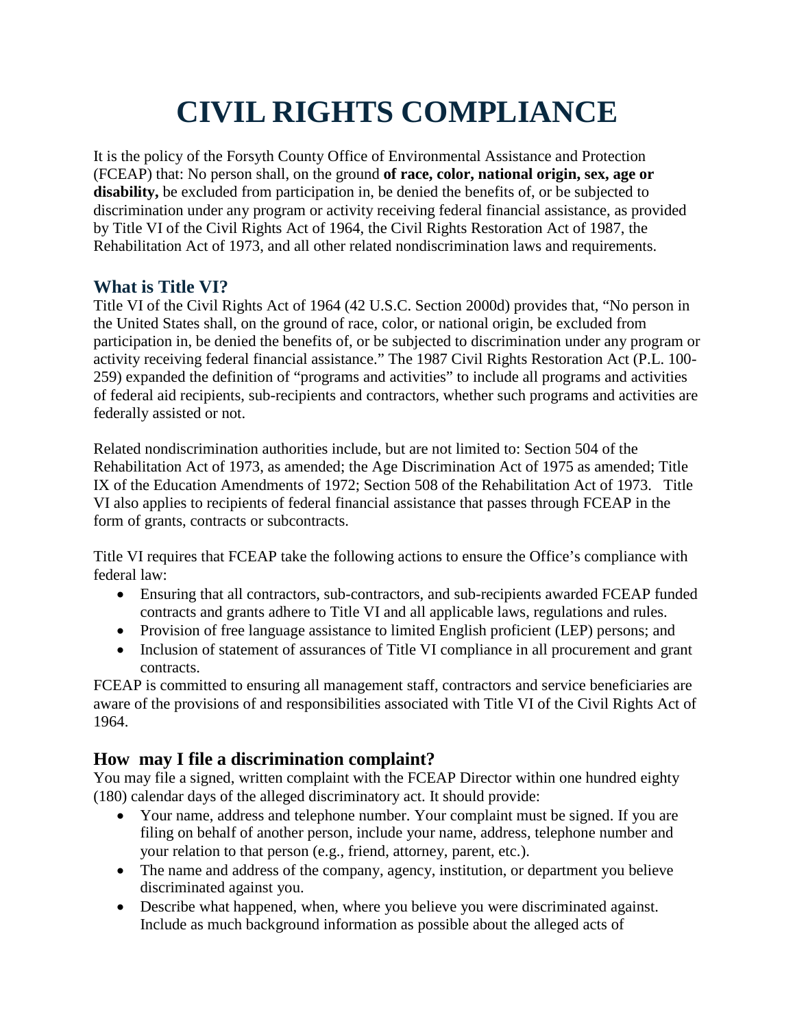# CIVIL RIGHTS COMPLIANCE

It is the policy of the Forsyth County Office of Environmental Assistance and Protection (FCEAP) that: No person shall, on the ground **of race, color, national origin, sex, age or disability,** be excluded from participation in, be denied the benefits of, or be subjected to discrimination under any program or activity receiving federal financial assistance, as provided by Title VI of the Civil Rights Act of 1964, the Civil Rights Restoration Act of 1987, the Rehabilitation Act of 1973, and all other related nondiscrimination laws and requirements.

## What is Title VI?

Title VI of the Civil Rights Act of 1964 (42 U.S.C. Section 2000d) provides that, "No person in the United States shall, on the ground of race, color, or national origin, be excluded from participation in, be denied the benefits of, or be subjected to discrimination under any program or activity receiving federal financial assistance." The 1987 Civil Rights Restoration Act (P.L. 100-259) expanded the definition of "programs and activities" to include all programs and activities of federal aid recipients, sub-recipients and contractors, whether such programs and activities are federally assisted or not.

Related nondiscrimination authorities include, but are not limited to: Section 504 of the Rehabilitation Act of 1973, as amended; the Age Discrimination Act of 1975 as amended; Title IX of the Education Amendments of 1972; Section 508 of the Rehabilitation Act of 1973. Title VI also applies to recipients of federal financial assistance that passes through FCEAP in the form of grants, contracts or subcontracts.

Title VI requires that FCEAP take the following actions to ensure the Office's compliance with federal law:

- Ensuring that all contractors, sub-contractors, and sub-recipients awarded FCEAP funded contracts and grants adhere to Title VI and all applicable laws, regulations and rules.
- Provision of free language assistance to limited English proficient (LEP) persons; and
- Inclusion of statement of assurances of Title VI compliance in all procurement and grant contracts.

FCEAP is committed to ensuring all management staff, contractors and service beneficiaries are aware of the provisions of and responsibilities associated with Title VI of the Civil Rights Act of 1964.

## How may I file a discrimination complaint?

You may file a signed, written complaint with the FCEAP Director within one hundred eighty (180) calendar days of the alleged discriminatory act. It should provide:

- Your name, address and telephone number. Your complaint must be signed. If you are filing on behalf of another person, include your name, address, telephone number and your relation to that person (e.g., friend, attorney, parent, etc.).
- The name and address of the company, agency, institution, or department you believe discriminated against you.
- Describe what happened, when, where you believe you were discriminated against. Include as much background information as possible about the alleged acts of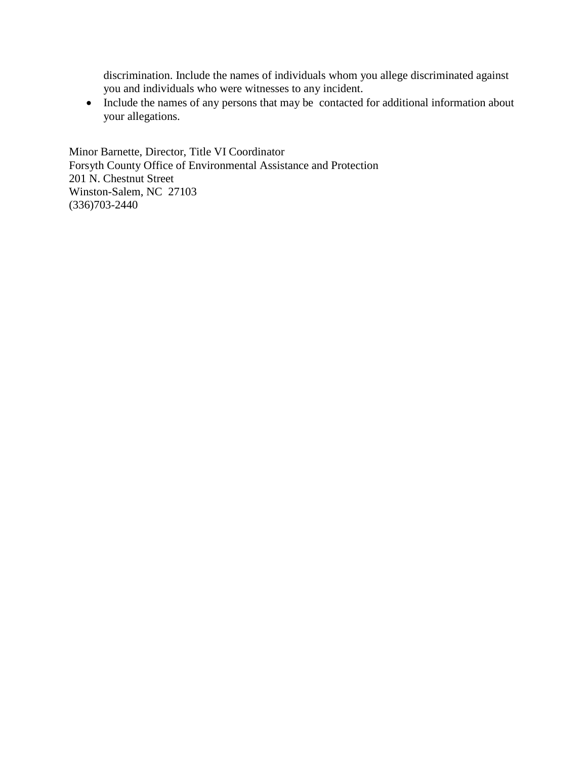discrimination. Include the names of individuals whom you allege discriminated against you and individuals who were witnesses to any incident.

- Include the names of any persons that may be contacted for additional information about your allegations.

Minor Barnette, Director, Title VI Coordinator
Forsyth County Office of Environmental Assistance and Protection
201 N. Chestnut Street
Winston-Salem, NC 27103
(336)703-2440